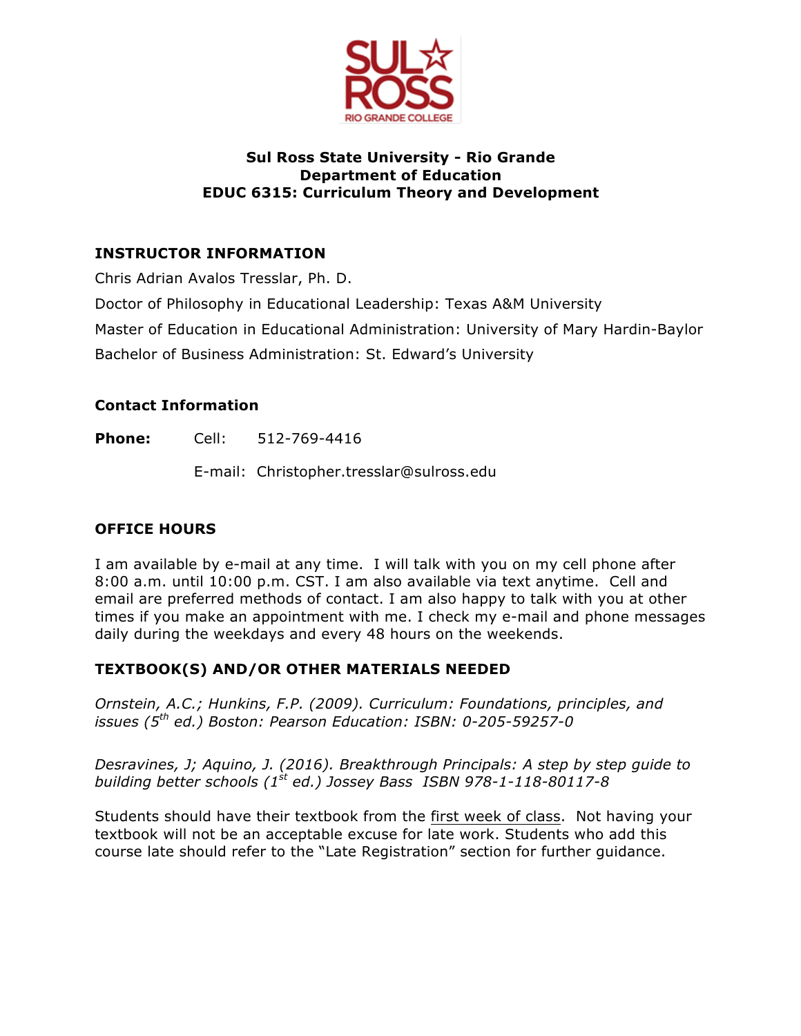**Sul Ross State University - Rio Grande**
**Department of Education**
**EDUC 6315: Curriculum Theory and Development**

## INSTRUCTOR INFORMATION

Chris Adrian Avalos Tresslar, Ph. D.

Doctor of Philosophy in Educational Leadership: Texas A&M University

Master of Education in Educational Administration: University of Mary Hardin-Baylor

Bachelor of Business Administration: St. Edward's University

### Contact Information

**Phone:** Cell: 512-769-4416

E-mail: Christopher.tresslar@sulross.edu

## OFFICE HOURS

I am available by e-mail at any time. I will talk with you on my cell phone after 8:00 a.m. until 10:00 p.m. CST. I am also available via text anytime. Cell and email are preferred methods of contact. I am also happy to talk with you at other times if you make an appointment with me. I check my e-mail and phone messages daily during the weekdays and every 48 hours on the weekends.

## TEXTBOOK(S) AND/OR OTHER MATERIALS NEEDED

*Ornstein, A.C.; Hunkins, F.P. (2009). Curriculum: Foundations, principles, and issues (5th ed.) Boston: Pearson Education: ISBN: 0-205-59257-0*

*Desravines, J; Aquino, J. (2016). Breakthrough Principals: A step by step guide to building better schools (1st ed.) Jossey Bass ISBN 978-1-118-80117-8*

Students should have their textbook from the first week of class. Not having your textbook will not be an acceptable excuse for late work. Students who add this course late should refer to the "Late Registration" section for further guidance.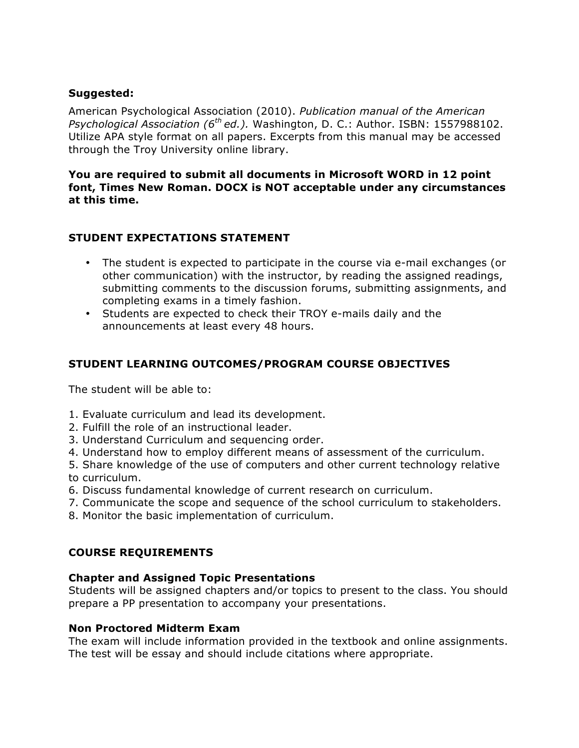**Suggested:**

American Psychological Association (2010). *Publication manual of the American Psychological Association (6th ed.).* Washington, D. C.: Author. ISBN: 1557988102. Utilize APA style format on all papers. Excerpts from this manual may be accessed through the Troy University online library.

**You are required to submit all documents in Microsoft WORD in 12 point font, Times New Roman. DOCX is NOT acceptable under any circumstances at this time.**

## STUDENT EXPECTATIONS STATEMENT

- The student is expected to participate in the course via e-mail exchanges (or other communication) with the instructor, by reading the assigned readings, submitting comments to the discussion forums, submitting assignments, and completing exams in a timely fashion.
- Students are expected to check their TROY e-mails daily and the announcements at least every 48 hours.

## STUDENT LEARNING OUTCOMES/PROGRAM COURSE OBJECTIVES

The student will be able to:

1. Evaluate curriculum and lead its development.
2. Fulfill the role of an instructional leader.
3. Understand Curriculum and sequencing order.
4. Understand how to employ different means of assessment of the curriculum.
5. Share knowledge of the use of computers and other current technology relative to curriculum.
6. Discuss fundamental knowledge of current research on curriculum.
7. Communicate the scope and sequence of the school curriculum to stakeholders.
8. Monitor the basic implementation of curriculum.

## COURSE REQUIREMENTS

### Chapter and Assigned Topic Presentations

Students will be assigned chapters and/or topics to present to the class. You should prepare a PP presentation to accompany your presentations.

### Non Proctored Midterm Exam

The exam will include information provided in the textbook and online assignments. The test will be essay and should include citations where appropriate.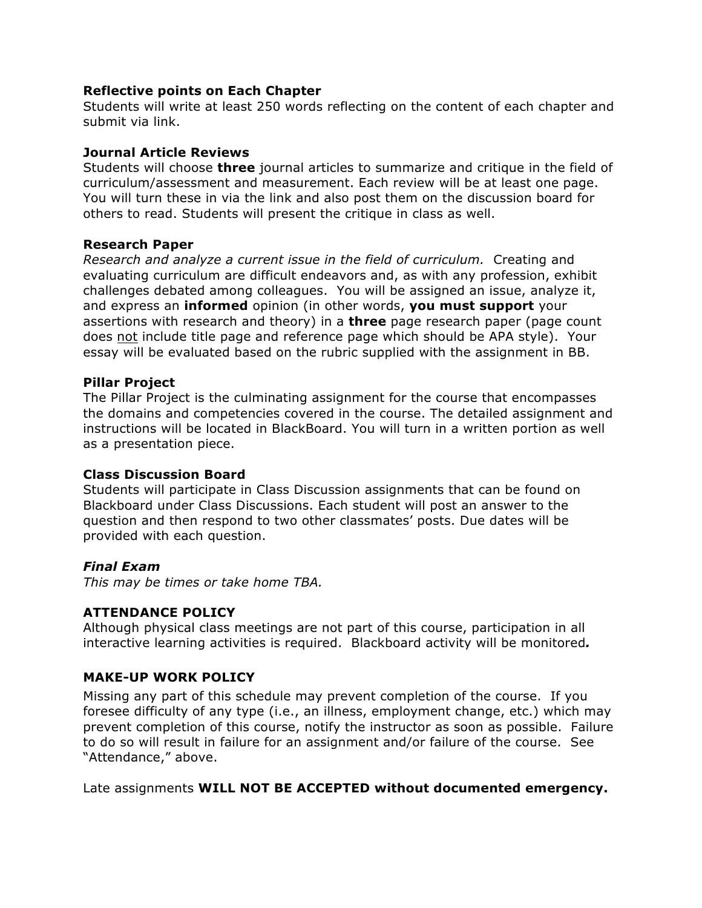**Reflective points on Each Chapter**
Students will write at least 250 words reflecting on the content of each chapter and submit via link.

**Journal Article Reviews**
Students will choose **three** journal articles to summarize and critique in the field of curriculum/assessment and measurement. Each review will be at least one page. You will turn these in via the link and also post them on the discussion board for others to read. Students will present the critique in class as well.

**Research Paper**
*Research and analyze a current issue in the field of curriculum.* Creating and evaluating curriculum are difficult endeavors and, as with any profession, exhibit challenges debated among colleagues. You will be assigned an issue, analyze it, and express an **informed** opinion (in other words, **you must support** your assertions with research and theory) in a **three** page research paper (page count does <u>not</u> include title page and reference page which should be APA style). Your essay will be evaluated based on the rubric supplied with the assignment in BB.

**Pillar Project**
The Pillar Project is the culminating assignment for the course that encompasses the domains and competencies covered in the course. The detailed assignment and instructions will be located in BlackBoard. You will turn in a written portion as well as a presentation piece.

**Class Discussion Board**
Students will participate in Class Discussion assignments that can be found on Blackboard under Class Discussions. Each student will post an answer to the question and then respond to two other classmates' posts. Due dates will be provided with each question.

***Final Exam***
*This may be times or take home TBA.*

**ATTENDANCE POLICY**
Although physical class meetings are not part of this course, participation in all interactive learning activities is required. Blackboard activity will be monitored***.***

**MAKE-UP WORK POLICY**
Missing any part of this schedule may prevent completion of the course. If you foresee difficulty of any type (i.e., an illness, employment change, etc.) which may prevent completion of this course, notify the instructor as soon as possible. Failure to do so will result in failure for an assignment and/or failure of the course. See "Attendance," above.

Late assignments **WILL NOT BE ACCEPTED without documented emergency.**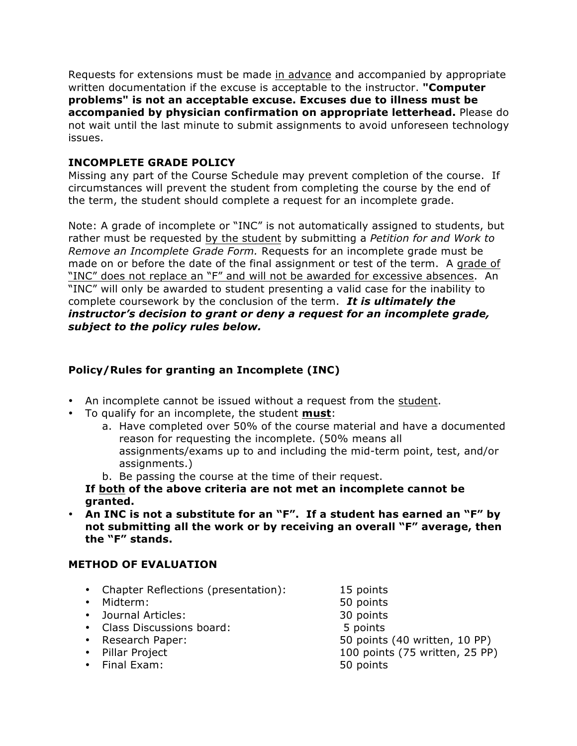Requests for extensions must be made in advance and accompanied by appropriate written documentation if the excuse is acceptable to the instructor. **"Computer problems" is not an acceptable excuse. Excuses due to illness must be accompanied by physician confirmation on appropriate letterhead.** Please do not wait until the last minute to submit assignments to avoid unforeseen technology issues.

### INCOMPLETE GRADE POLICY

Missing any part of the Course Schedule may prevent completion of the course. If circumstances will prevent the student from completing the course by the end of the term, the student should complete a request for an incomplete grade.

Note: A grade of incomplete or "INC" is not automatically assigned to students, but rather must be requested by the student by submitting a *Petition for and Work to Remove an Incomplete Grade Form.* Requests for an incomplete grade must be made on or before the date of the final assignment or test of the term. A grade of "INC" does not replace an "F" and will not be awarded for excessive absences. An "INC" will only be awarded to student presenting a valid case for the inability to complete coursework by the conclusion of the term. ***It is ultimately the instructor's decision to grant or deny a request for an incomplete grade, subject to the policy rules below.***

### Policy/Rules for granting an Incomplete (INC)

- An incomplete cannot be issued without a request from the student.
- To qualify for an incomplete, the student **must**:
  a. Have completed over 50% of the course material and have a documented reason for requesting the incomplete. (50% means all assignments/exams up to and including the mid-term point, test, and/or assignments.)
  b. Be passing the course at the time of their request.

  **If both of the above criteria are not met an incomplete cannot be granted.**
- **An INC is not a substitute for an "F". If a student has earned an "F" by not submitting all the work or by receiving an overall "F" average, then the "F" stands.**

### METHOD OF EVALUATION

- Chapter Reflections (presentation): 15 points
- Midterm: 50 points
- Journal Articles: 30 points
- Class Discussions board: 5 points
- Research Paper: 50 points (40 written, 10 PP)
- Pillar Project 100 points (75 written, 25 PP)
- Final Exam: 50 points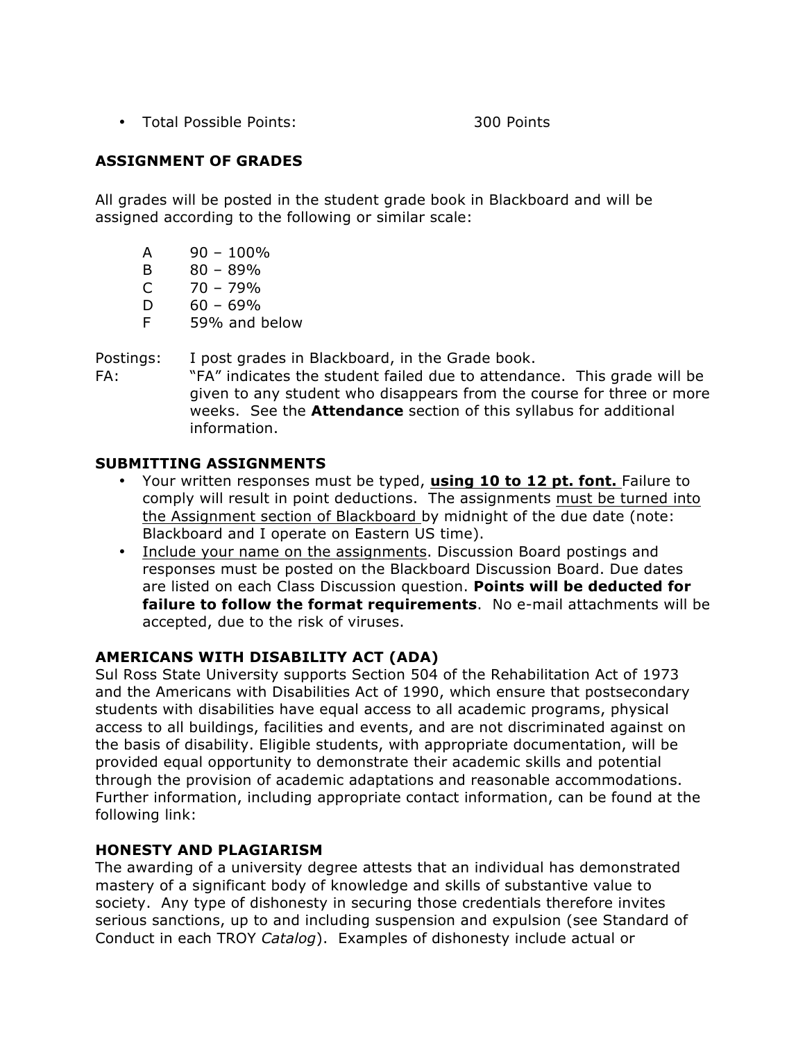- Total Possible Points: 300 Points

## ASSIGNMENT OF GRADES

All grades will be posted in the student grade book in Blackboard and will be assigned according to the following or similar scale:

| | |
|---|---|
| A | 90 – 100% |
| B | 80 – 89% |
| C | 70 – 79% |
| D | 60 – 69% |
| F | 59% and below |

Postings: I post grades in Blackboard, in the Grade book.

FA: "FA" indicates the student failed due to attendance. This grade will be given to any student who disappears from the course for three or more weeks. See the **Attendance** section of this syllabus for additional information.

## SUBMITTING ASSIGNMENTS

- Your written responses must be typed, **using 10 to 12 pt. font.** Failure to comply will result in point deductions. The assignments must be turned into the Assignment section of Blackboard by midnight of the due date (note: Blackboard and I operate on Eastern US time).
- Include your name on the assignments. Discussion Board postings and responses must be posted on the Blackboard Discussion Board. Due dates are listed on each Class Discussion question. **Points will be deducted for failure to follow the format requirements**. No e-mail attachments will be accepted, due to the risk of viruses.

## AMERICANS WITH DISABILITY ACT (ADA)

Sul Ross State University supports Section 504 of the Rehabilitation Act of 1973 and the Americans with Disabilities Act of 1990, which ensure that postsecondary students with disabilities have equal access to all academic programs, physical access to all buildings, facilities and events, and are not discriminated against on the basis of disability. Eligible students, with appropriate documentation, will be provided equal opportunity to demonstrate their academic skills and potential through the provision of academic adaptations and reasonable accommodations. Further information, including appropriate contact information, can be found at the following link:

## HONESTY AND PLAGIARISM

The awarding of a university degree attests that an individual has demonstrated mastery of a significant body of knowledge and skills of substantive value to society. Any type of dishonesty in securing those credentials therefore invites serious sanctions, up to and including suspension and expulsion (see Standard of Conduct in each TROY *Catalog*). Examples of dishonesty include actual or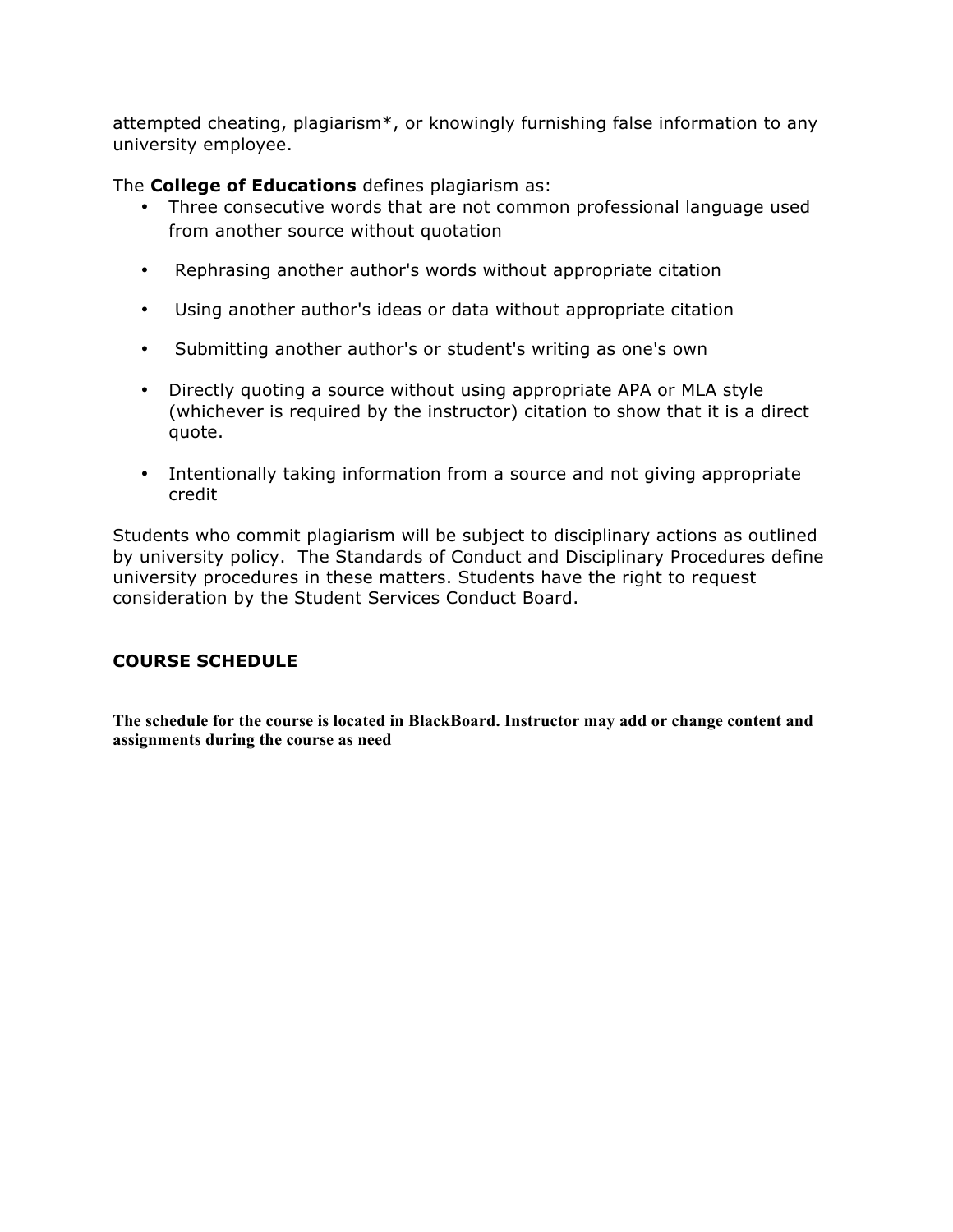attempted cheating, plagiarism*, or knowingly furnishing false information to any university employee.

The **College of Educations** defines plagiarism as:

- Three consecutive words that are not common professional language used from another source without quotation
- Rephrasing another author's words without appropriate citation
- Using another author's ideas or data without appropriate citation
- Submitting another author's or student's writing as one's own
- Directly quoting a source without using appropriate APA or MLA style (whichever is required by the instructor) citation to show that it is a direct quote.
- Intentionally taking information from a source and not giving appropriate credit

Students who commit plagiarism will be subject to disciplinary actions as outlined by university policy. The Standards of Conduct and Disciplinary Procedures define university procedures in these matters. Students have the right to request consideration by the Student Services Conduct Board.

## COURSE SCHEDULE

**The schedule for the course is located in BlackBoard. Instructor may add or change content and assignments during the course as need**